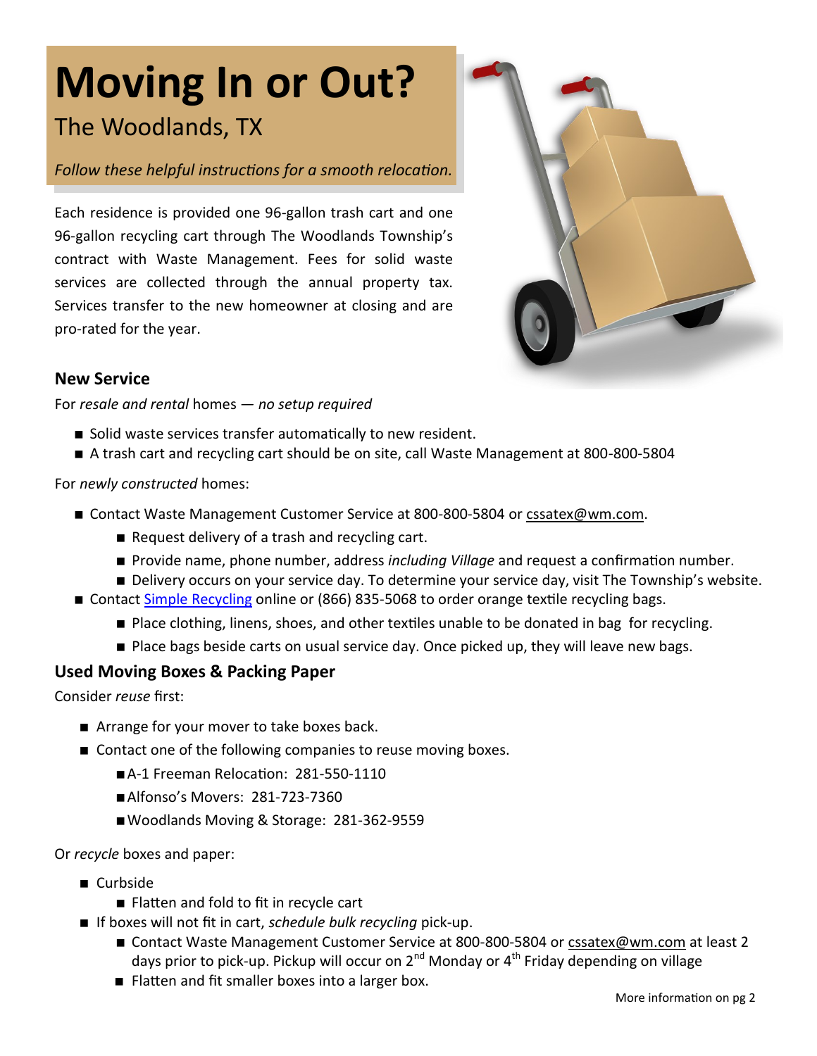# Moving In or Out?

## The Woodlands, TX

*Follow these helpful instructions for a smooth relocation.*

Each residence is provided one 96-gallon trash cart and one 96-gallon recycling cart through The Woodlands Township's contract with Waste Management. Fees for solid waste services are collected through the annual property tax. Services transfer to the new homeowner at closing and are pro-rated for the year.

### New Service

For *resale and rental* homes — *no setup required*

- Solid waste services transfer automatically to new resident.
- A trash cart and recycling cart should be on site, call Waste Management at 800-800-5804

For *newly constructed* homes:

- Contact Waste Management Customer Service at 800-800-5804 or cssatex@wm.com.
  - Request delivery of a trash and recycling cart.
  - Provide name, phone number, address *including Village* and request a confirmation number.
  - Delivery occurs on your service day. To determine your service day, visit The Township's website.
- Contact Simple Recycling online or (866) 835-5068 to order orange textile recycling bags.
  - Place clothing, linens, shoes, and other textiles unable to be donated in bag for recycling.
  - Place bags beside carts on usual service day. Once picked up, they will leave new bags.

### Used Moving Boxes & Packing Paper

Consider *reuse* first:

- Arrange for your mover to take boxes back.
- Contact one of the following companies to reuse moving boxes.
  - A-1 Freeman Relocation: 281-550-1110
  - Alfonso's Movers: 281-723-7360
  - Woodlands Moving & Storage: 281-362-9559

Or *recycle* boxes and paper:

- Curbside
  - Flatten and fold to fit in recycle cart
- If boxes will not fit in cart, *schedule bulk recycling* pick-up.
  - Contact Waste Management Customer Service at 800-800-5804 or cssatex@wm.com at least 2 days prior to pick-up. Pickup will occur on 2nd Monday or 4th Friday depending on village
  - Flatten and fit smaller boxes into a larger box.

More information on pg 2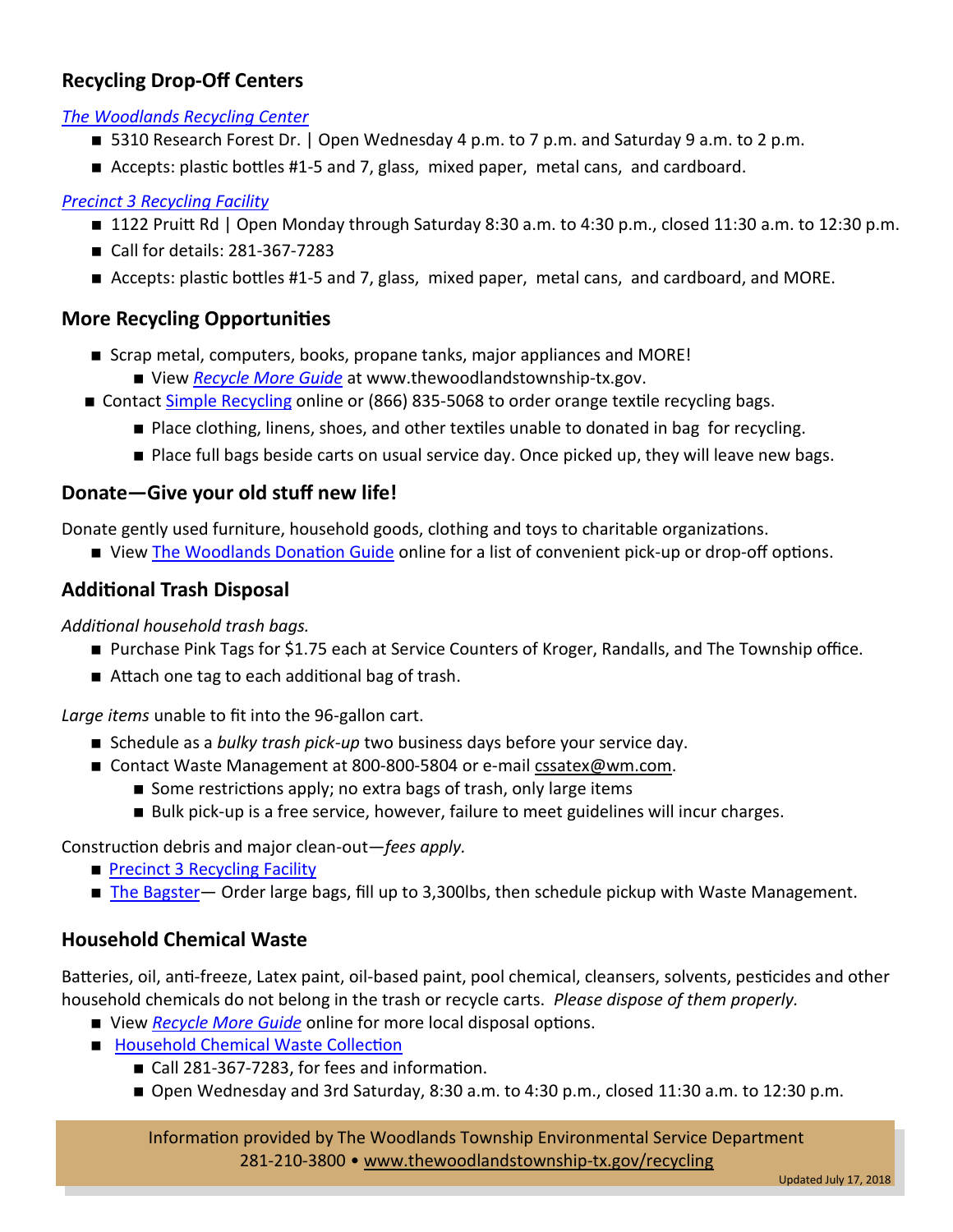## Recycling Drop-Off Centers

*The Woodlands Recycling Center*

- 5310 Research Forest Dr. | Open Wednesday 4 p.m. to 7 p.m. and Saturday 9 a.m. to 2 p.m.
- Accepts: plastic bottles #1-5 and 7, glass, mixed paper, metal cans, and cardboard.

*Precinct 3 Recycling Facility*

- 1122 Pruitt Rd | Open Monday through Saturday 8:30 a.m. to 4:30 p.m., closed 11:30 a.m. to 12:30 p.m.
- Call for details: 281-367-7283
- Accepts: plastic bottles #1-5 and 7, glass, mixed paper, metal cans, and cardboard, and MORE.

## More Recycling Opportunities

- Scrap metal, computers, books, propane tanks, major appliances and MORE!
  - View *Recycle More Guide* at www.thewoodlandstownship-tx.gov.
- Contact Simple Recycling online or (866) 835-5068 to order orange textile recycling bags.
  - Place clothing, linens, shoes, and other textiles unable to donated in bag for recycling.
  - Place full bags beside carts on usual service day. Once picked up, they will leave new bags.

## Donate—Give your old stuff new life!

Donate gently used furniture, household goods, clothing and toys to charitable organizations.

- View The Woodlands Donation Guide online for a list of convenient pick-up or drop-off options.

## Additional Trash Disposal

*Additional household trash bags.*

- Purchase Pink Tags for $1.75 each at Service Counters of Kroger, Randalls, and The Township office.
- Attach one tag to each additional bag of trash.

*Large items* unable to fit into the 96-gallon cart.

- Schedule as a *bulky trash pick-up* two business days before your service day.
- Contact Waste Management at 800-800-5804 or e-mail cssatex@wm.com.
  - Some restrictions apply; no extra bags of trash, only large items
  - Bulk pick-up is a free service, however, failure to meet guidelines will incur charges.

Construction debris and major clean-out—*fees apply.*

- Precinct 3 Recycling Facility
- The Bagster— Order large bags, fill up to 3,300lbs, then schedule pickup with Waste Management.

## Household Chemical Waste

Batteries, oil, anti-freeze, Latex paint, oil-based paint, pool chemical, cleansers, solvents, pesticides and other household chemicals do not belong in the trash or recycle carts. *Please dispose of them properly.*

- View *Recycle More Guide* online for more local disposal options.
- Household Chemical Waste Collection
  - Call 281-367-7283, for fees and information.
  - Open Wednesday and 3rd Saturday, 8:30 a.m. to 4:30 p.m., closed 11:30 a.m. to 12:30 p.m.

Information provided by The Woodlands Township Environmental Service Department
281-210-3800 • www.thewoodlandstownship-tx.gov/recycling

Updated July 17, 2018